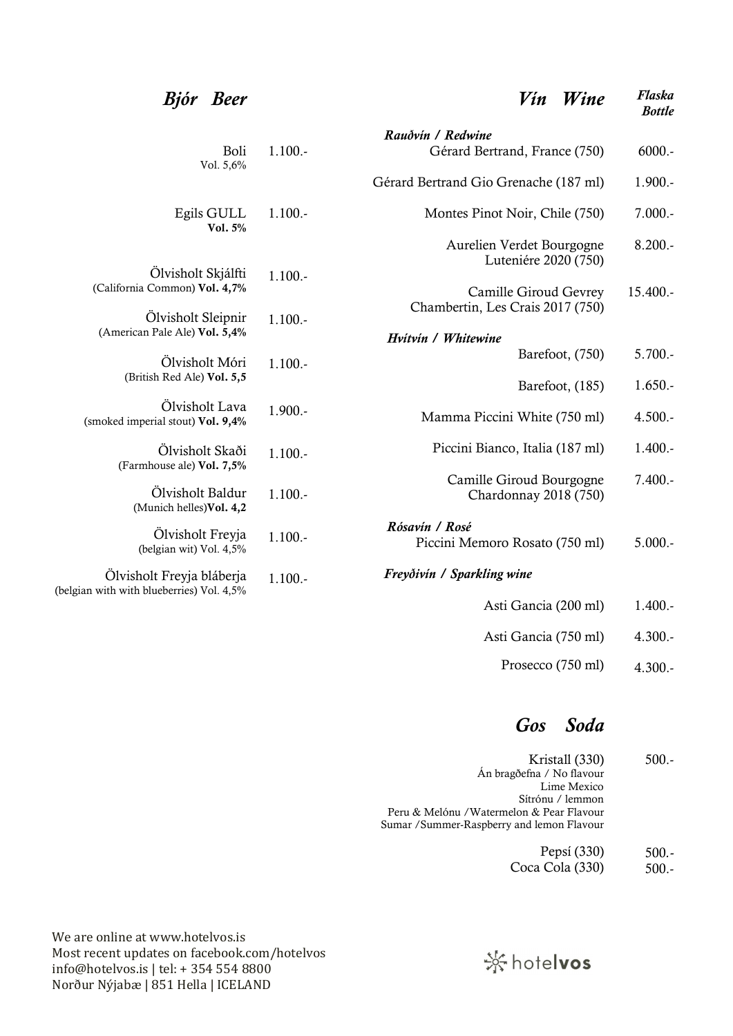## *Bjór Beer*

| | |
|---|---|
| Boli<br>Vol. 5,6% | 1.100.- |
| Egils GULL<br>**Vol. 5%** | 1.100.- |
| Ölvisholt Skjálfti<br>(California Common) **Vol. 4,7%** | 1.100.- |
| Ölvisholt Sleipnir<br>(American Pale Ale) **Vol. 5,4%** | 1.100.- |
| Ölvisholt Móri<br>(British Red Ale) **Vol. 5,5** | 1.100.- |
| Ölvisholt Lava<br>(smoked imperial stout) **Vol. 9,4%** | 1.900.- |
| Ölvisholt Skaði<br>(Farmhouse ale) **Vol. 7,5%** | 1.100.- |
| Ölvisholt Baldur<br>(Munich helles)**Vol. 4,2** | 1.100.- |
| Ölvisholt Freyja<br>(belgian wit) Vol. 4,5% | 1.100.- |
| Ölvisholt Freyja bláberja<br>(belgian with with blueberries) Vol. 4,5% | 1.100.- |

## *Vín Wine*

| | *Flaska Bottle* |
|---|---|
| ***Rauðvín / Redwine*** | |
| Gérard Bertrand, France (750) | 6000.- |
| Gérard Bertrand Gio Grenache (187 ml) | 1.900.- |
| Montes Pinot Noir, Chile (750) | 7.000.- |
| Aurelien Verdet Bourgogne Luteniére 2020 (750) | 8.200.- |
| Camille Giroud Gevrey Chambertin, Les Crais 2017 (750) | 15.400.- |
| ***Hvítvín / Whitewine*** | |
| Barefoot, (750) | 5.700.- |
| Barefoot, (185) | 1.650.- |
| Mamma Piccini White (750 ml) | 4.500.- |
| Piccini Bianco, Italia (187 ml) | 1.400.- |
| Camille Giroud Bourgogne Chardonnay 2018 (750) | 7.400.- |
| ***Rósavín / Rosé*** | |
| Piccini Memoro Rosato (750 ml) | 5.000.- |
| ***Freyðivín / Sparkling wine*** | |
| Asti Gancia (200 ml) | 1.400.- |
| Asti Gancia (750 ml) | 4.300.- |
| Prosecco (750 ml) | 4.300.- |

## *Gos Soda*

| | |
|---|---|
| Kristall (330)<br>Án bragðefna / No flavour<br>Lime Mexico<br>Sítrónu / lemmon<br>Peru & Melónu /Watermelon & Pear Flavour<br>Sumar /Summer-Raspberry and lemon Flavour | 500.- |
| Pepsí (330) | 500.- |
| Coca Cola (330) | 500.- |

We are online at www.hotelvos.is
Most recent updates on facebook.com/hotelvos
info@hotelvos.is | tel: + 354 554 8800
Norður Nýjabæ | 851 Hella | ICELAND

hotelvos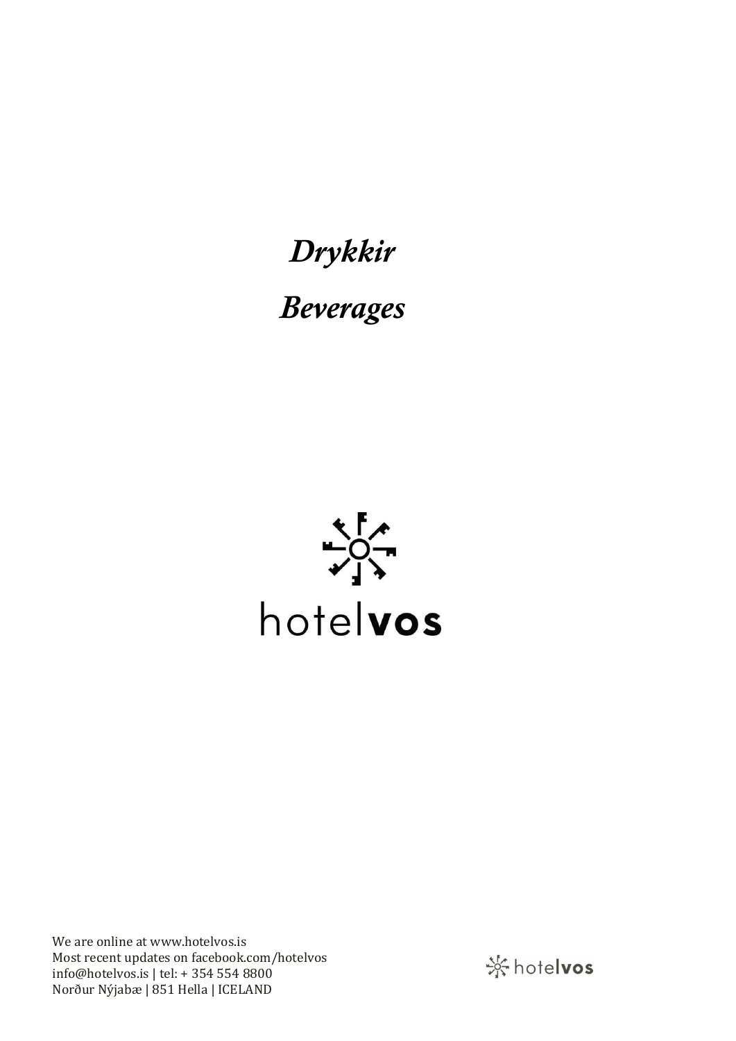*Drykkir*

*Beverages*

hotel**vos**

We are online at www.hotelvos.is
Most recent updates on facebook.com/hotelvos
info@hotelvos.is | tel: + 354 554 8800
Norður Nýjabæ | 851 Hella | ICELAND